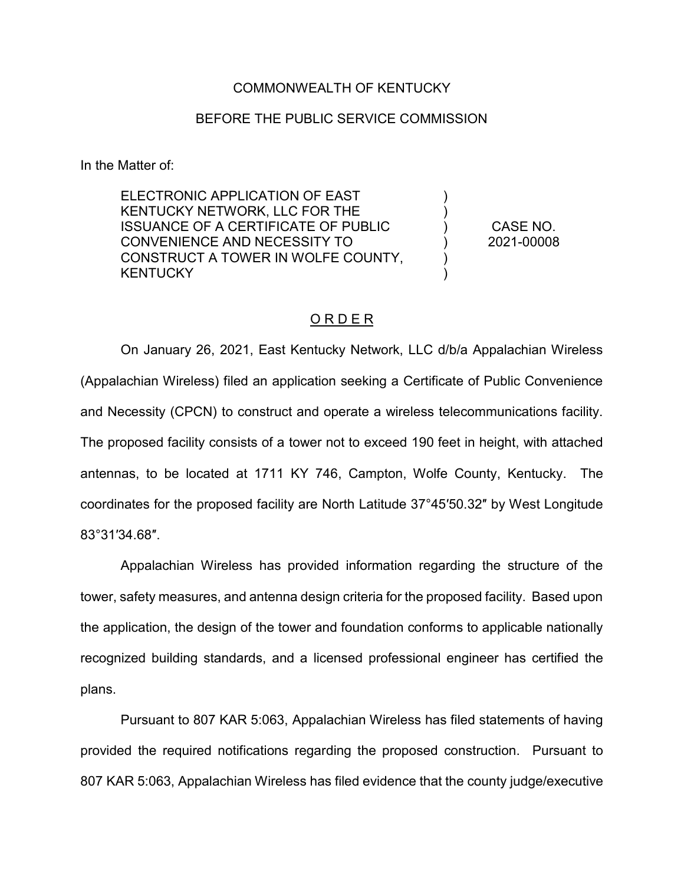COMMONWEALTH OF KENTUCKY

BEFORE THE PUBLIC SERVICE COMMISSION

In the Matter of:

| | | |
|---|---|---|
| ELECTRONIC APPLICATION OF EAST KENTUCKY NETWORK, LLC FOR THE ISSUANCE OF A CERTIFICATE OF PUBLIC CONVENIENCE AND NECESSITY TO CONSTRUCT A TOWER IN WOLFE COUNTY, KENTUCKY | ) ) ) ) ) ) | CASE NO. 2021-00008 |

<u>O R D E R</u>

On January 26, 2021, East Kentucky Network, LLC d/b/a Appalachian Wireless (Appalachian Wireless) filed an application seeking a Certificate of Public Convenience and Necessity (CPCN) to construct and operate a wireless telecommunications facility. The proposed facility consists of a tower not to exceed 190 feet in height, with attached antennas, to be located at 1711 KY 746, Campton, Wolfe County, Kentucky. The coordinates for the proposed facility are North Latitude 37°45′50.32″ by West Longitude 83°31′34.68″.

Appalachian Wireless has provided information regarding the structure of the tower, safety measures, and antenna design criteria for the proposed facility. Based upon the application, the design of the tower and foundation conforms to applicable nationally recognized building standards, and a licensed professional engineer has certified the plans.

Pursuant to 807 KAR 5:063, Appalachian Wireless has filed statements of having provided the required notifications regarding the proposed construction. Pursuant to 807 KAR 5:063, Appalachian Wireless has filed evidence that the county judge/executive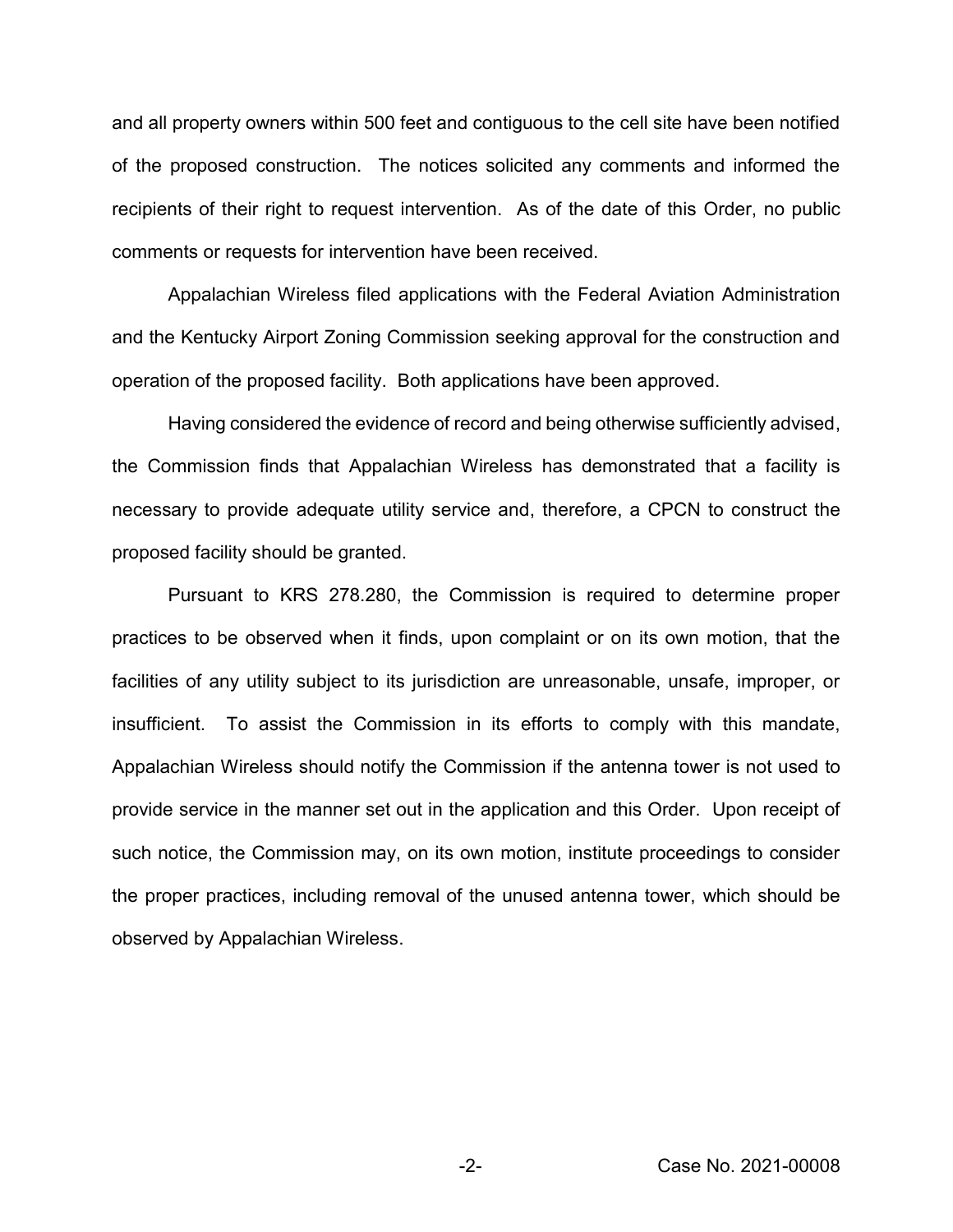and all property owners within 500 feet and contiguous to the cell site have been notified of the proposed construction. The notices solicited any comments and informed the recipients of their right to request intervention. As of the date of this Order, no public comments or requests for intervention have been received.

Appalachian Wireless filed applications with the Federal Aviation Administration and the Kentucky Airport Zoning Commission seeking approval for the construction and operation of the proposed facility. Both applications have been approved.

Having considered the evidence of record and being otherwise sufficiently advised, the Commission finds that Appalachian Wireless has demonstrated that a facility is necessary to provide adequate utility service and, therefore, a CPCN to construct the proposed facility should be granted.

Pursuant to KRS 278.280, the Commission is required to determine proper practices to be observed when it finds, upon complaint or on its own motion, that the facilities of any utility subject to its jurisdiction are unreasonable, unsafe, improper, or insufficient. To assist the Commission in its efforts to comply with this mandate, Appalachian Wireless should notify the Commission if the antenna tower is not used to provide service in the manner set out in the application and this Order. Upon receipt of such notice, the Commission may, on its own motion, institute proceedings to consider the proper practices, including removal of the unused antenna tower, which should be observed by Appalachian Wireless.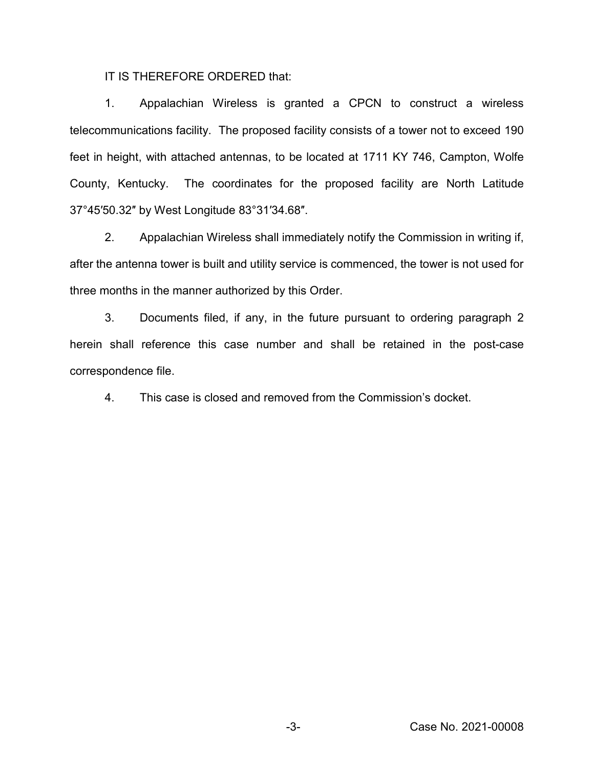IT IS THEREFORE ORDERED that:

1. Appalachian Wireless is granted a CPCN to construct a wireless telecommunications facility. The proposed facility consists of a tower not to exceed 190 feet in height, with attached antennas, to be located at 1711 KY 746, Campton, Wolfe County, Kentucky. The coordinates for the proposed facility are North Latitude 37°45′50.32″ by West Longitude 83°31′34.68″.

2. Appalachian Wireless shall immediately notify the Commission in writing if, after the antenna tower is built and utility service is commenced, the tower is not used for three months in the manner authorized by this Order.

3. Documents filed, if any, in the future pursuant to ordering paragraph 2 herein shall reference this case number and shall be retained in the post-case correspondence file.

4. This case is closed and removed from the Commission's docket.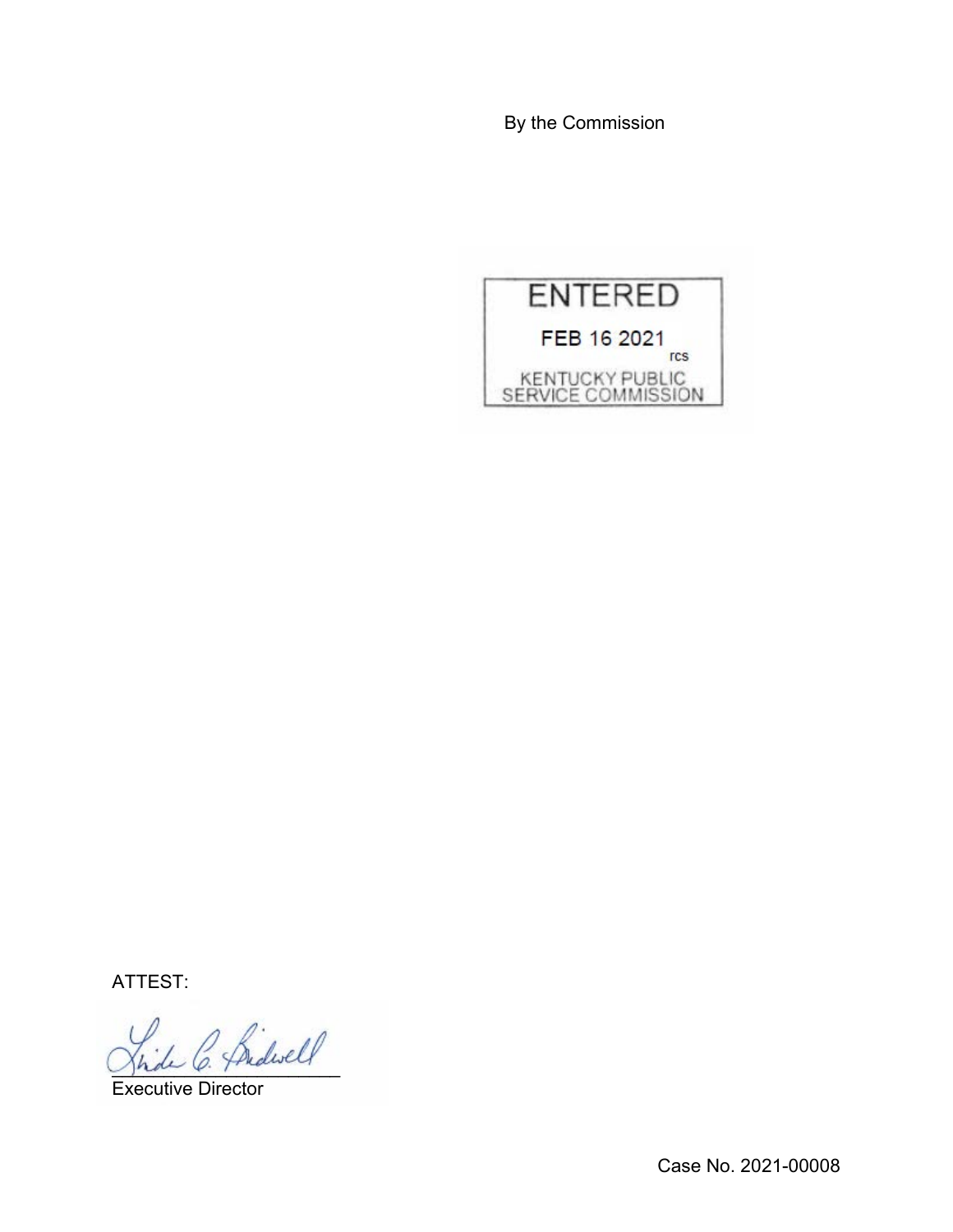By the Commission

ENTERED

FEB 16 2021

rcs

KENTUCKY PUBLIC SERVICE COMMISSION

ATTEST:

Executive Director

Case No. 2021-00008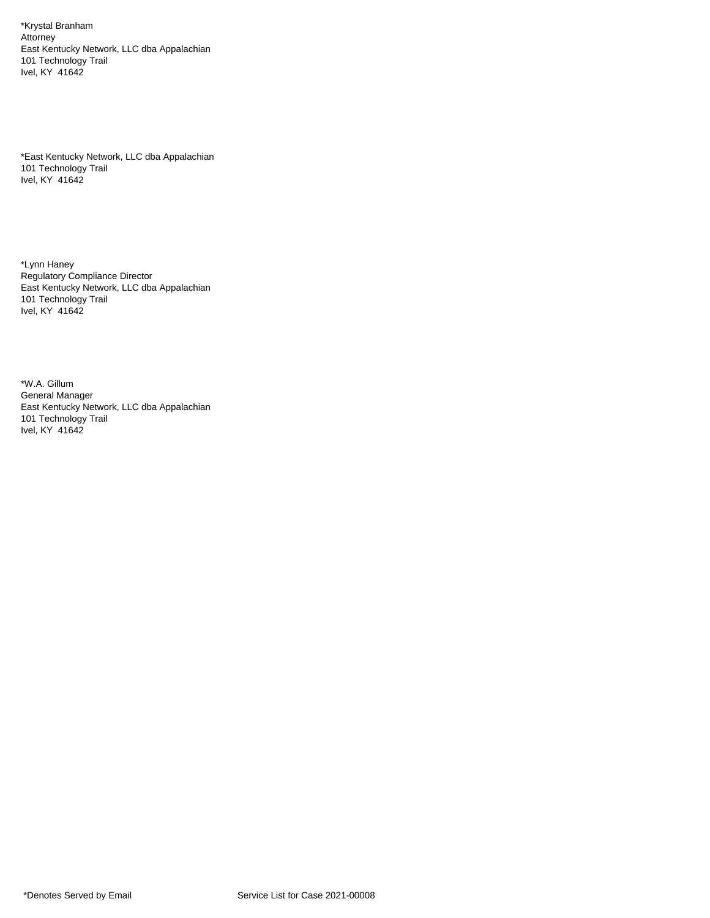*Krystal Branham
Attorney
East Kentucky Network, LLC dba Appalachian
101 Technology Trail
Ivel, KY  41642

*East Kentucky Network, LLC dba Appalachian
101 Technology Trail
Ivel, KY  41642

*Lynn Haney
Regulatory Compliance Director
East Kentucky Network, LLC dba Appalachian
101 Technology Trail
Ivel, KY  41642

*W.A. Gillum
General Manager
East Kentucky Network, LLC dba Appalachian
101 Technology Trail
Ivel, KY  41642

*Denotes Served by Email

Service List for Case 2021-00008